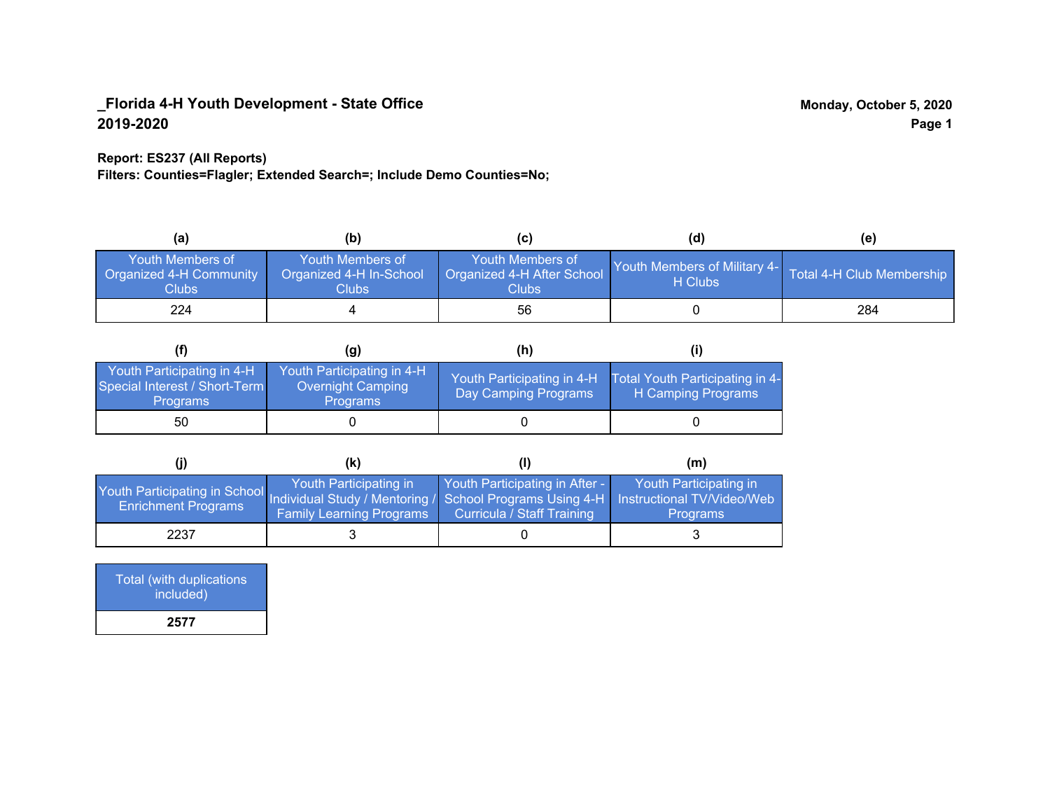**_Florida 4-H Youth Development - State Office**
**2019-2020**

**Monday, October 5, 2020**

**Report: ES237 (All Reports)**
**Filters: Counties=Flagler; Extended Search=; Include Demo Counties=No;**

| (a) | (b) | (c) | (d) | (e) |
|---|---|---|---|---|
| Youth Members of Organized 4-H Community Clubs | Youth Members of Organized 4-H In-School Clubs | Youth Members of Organized 4-H After School Clubs | Youth Members of Military 4-H Clubs | Total 4-H Club Membership |
| 224 | 4 | 56 | 0 | 284 |

| (f) | (g) | (h) | (i) |
|---|---|---|---|
| Youth Participating in 4-H Special Interest / Short-Term Programs | Youth Participating in 4-H Overnight Camping Programs | Youth Participating in 4-H Day Camping Programs | Total Youth Participating in 4-H Camping Programs |
| 50 | 0 | 0 | 0 |

| (j) | (k) | (l) | (m) |
|---|---|---|---|
| Youth Participating in School Enrichment Programs | Youth Participating in Individual Study / Mentoring / Family Learning Programs | Youth Participating in After - School Programs Using 4-H Curricula / Staff Training | Youth Participating in Instructional TV/Video/Web Programs |
| 2237 | 3 | 0 | 3 |

| Total (with duplications included) |
|---|
| **2577** |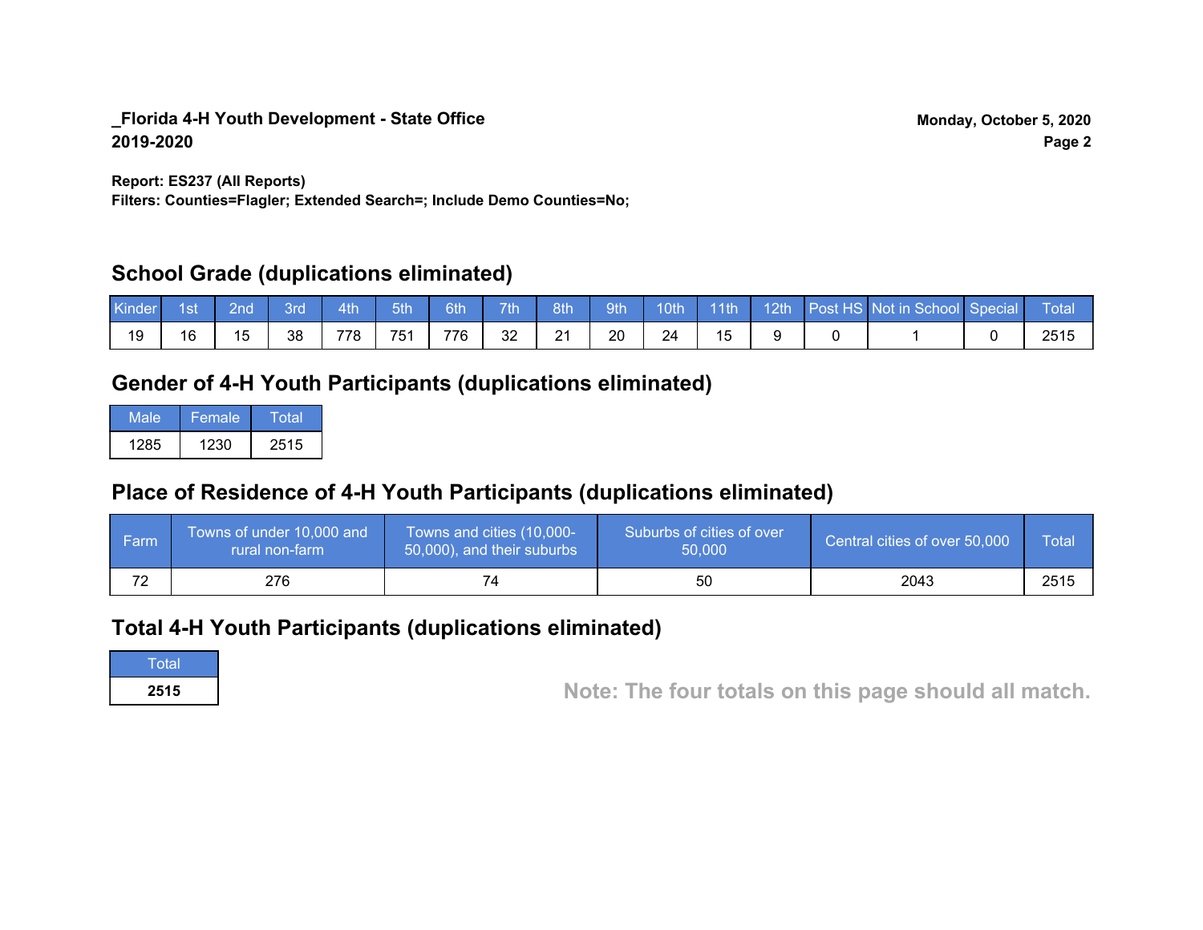**_Florida 4-H Youth Development - State Office**
**2019-2020**

**Monday, October 5, 2020**

**Report: ES237 (All Reports)**
**Filters: Counties=Flagler; Extended Search=; Include Demo Counties=No;**

## School Grade (duplications eliminated)

| Kinder | 1st | 2nd | 3rd | 4th | 5th | 6th | 7th | 8th | 9th | 10th | 11th | 12th | Post HS | Not in School | Special | Total |
|---|---|---|---|---|---|---|---|---|---|---|---|---|---|---|---|---|
| 19 | 16 | 15 | 38 | 778 | 751 | 776 | 32 | 21 | 20 | 24 | 15 | 9 | 0 | 1 | 0 | 2515 |

## Gender of 4-H Youth Participants (duplications eliminated)

| Male | Female | Total |
|---|---|---|
| 1285 | 1230 | 2515 |

## Place of Residence of 4-H Youth Participants (duplications eliminated)

| Farm | Towns of under 10,000 and rural non-farm | Towns and cities (10,000-50,000), and their suburbs | Suburbs of cities of over 50,000 | Central cities of over 50,000 | Total |
|---|---|---|---|---|---|
| 72 | 276 | 74 | 50 | 2043 | 2515 |

## Total 4-H Youth Participants (duplications eliminated)

| Total |
|---|
| **2515** |

**Note: The four totals on this page should all match.**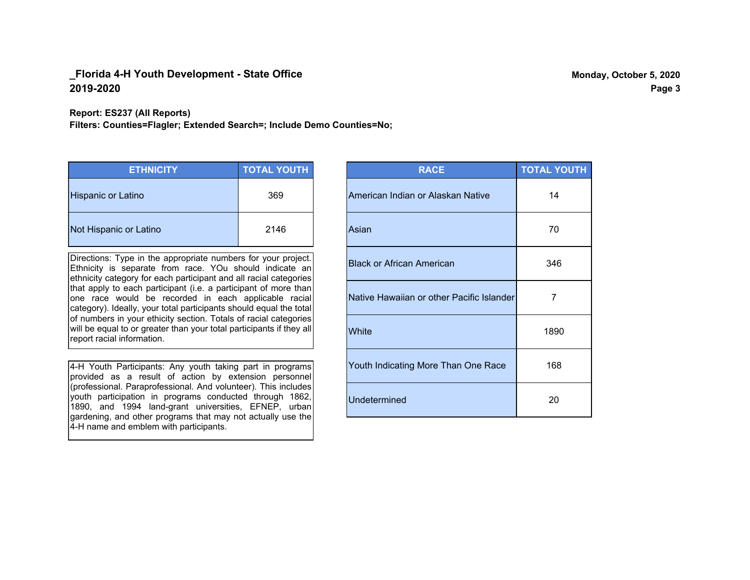## _Florida 4-H Youth Development - State Office
## 2019-2020

Monday, October 5, 2020

**Report: ES237 (All Reports)**
**Filters: Counties=Flagler; Extended Search=; Include Demo Counties=No;**

| ETHNICITY | TOTAL YOUTH |
| --- | --- |
| Hispanic or Latino | 369 |
| Not Hispanic or Latino | 2146 |

Directions: Type in the appropriate numbers for your project. Ethnicity is separate from race. YOu should indicate an ethnicity category for each participant and all racial categories that apply to each participant (i.e. a participant of more than one race would be recorded in each applicable racial category). Ideally, your total participants should equal the total of numbers in your ethicity section. Totals of racial categories will be equal to or greater than your total participants if they all report racial information.

4-H Youth Participants: Any youth taking part in programs provided as a result of action by extension personnel (professional. Paraprofessional. And volunteer). This includes youth participation in programs conducted through 1862, 1890, and 1994 land-grant universities, EFNEP, urban gardening, and other programs that may not actually use the 4-H name and emblem with participants.

| RACE | TOTAL YOUTH |
| --- | --- |
| American Indian or Alaskan Native | 14 |
| Asian | 70 |
| Black or African American | 346 |
| Native Hawaiian or other Pacific Islander | 7 |
| White | 1890 |
| Youth Indicating More Than One Race | 168 |
| Undetermined | 20 |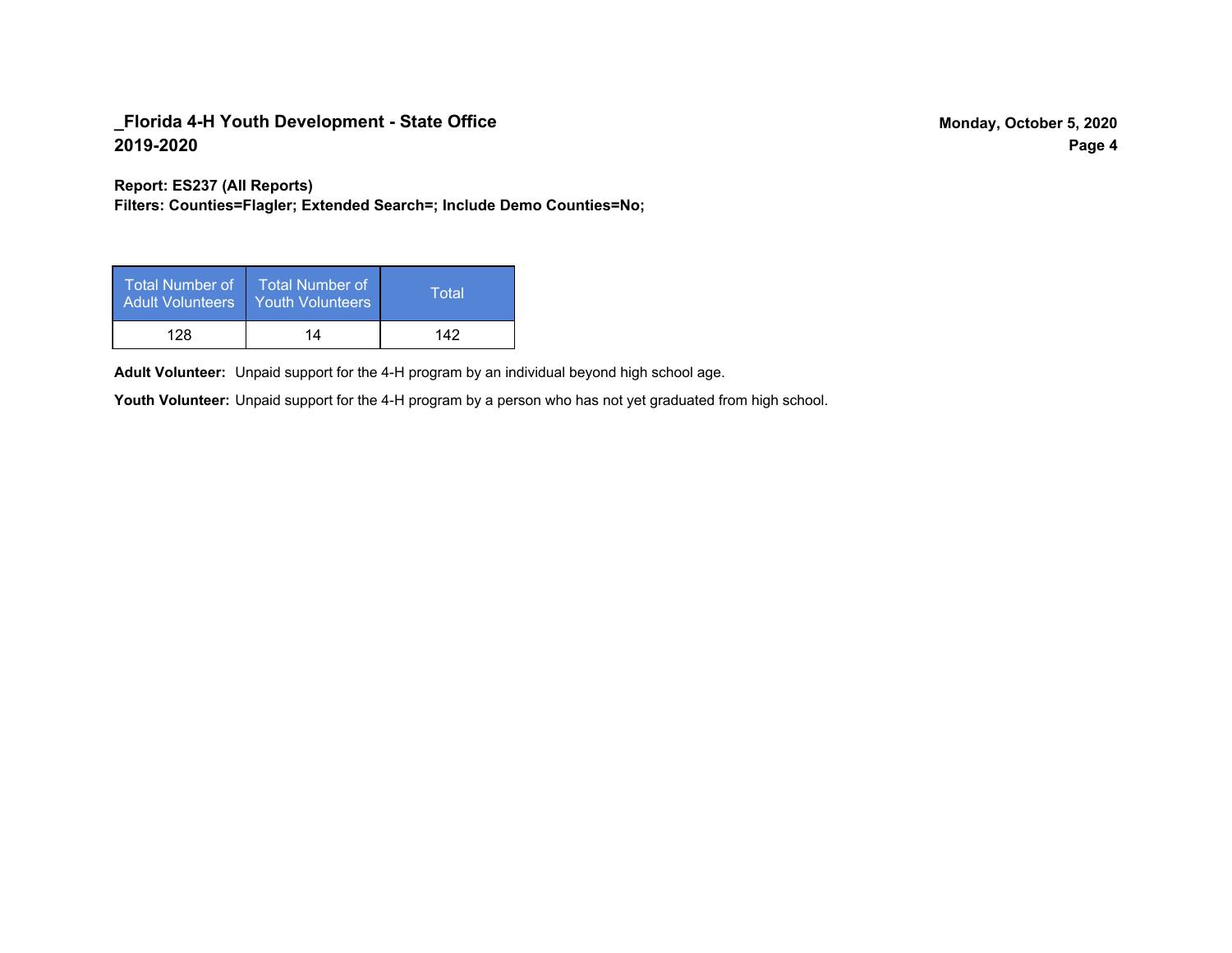## _Florida 4-H Youth Development - State Office
## 2019-2020

**Monday, October 5, 2020**

**Report: ES237 (All Reports)**
**Filters: Counties=Flagler; Extended Search=; Include Demo Counties=No;**

| Total Number of Adult Volunteers | Total Number of Youth Volunteers | Total |
|---|---|---|
| 128 | 14 | 142 |

**Adult Volunteer:** Unpaid support for the 4-H program by an individual beyond high school age.

**Youth Volunteer:** Unpaid support for the 4-H program by a person who has not yet graduated from high school.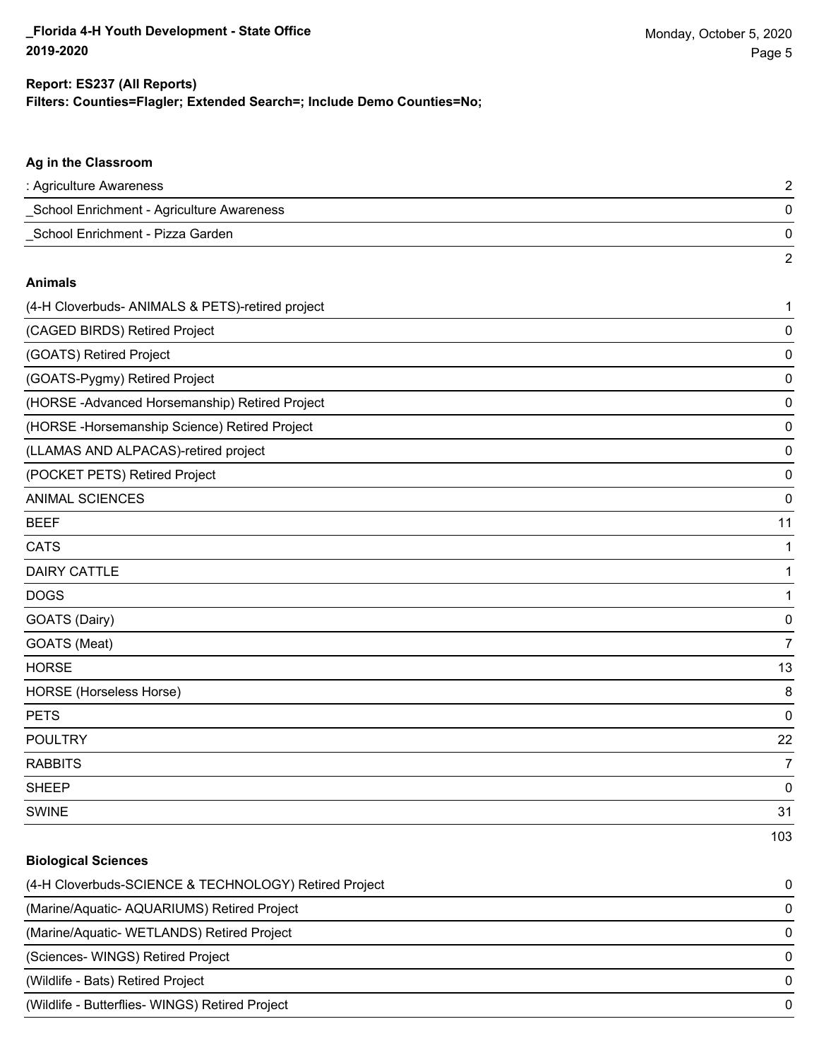**Report: ES237 (All Reports)**
**Filters: Counties=Flagler; Extended Search=; Include Demo Counties=No;**

### Ag in the Classroom

| | |
|---|---|
| : Agriculture Awareness | 2 |
| _School Enrichment - Agriculture Awareness | 0 |
| _School Enrichment - Pizza Garden | 0 |
| | 2 |

### Animals

| | |
|---|---|
| (4-H Cloverbuds- ANIMALS & PETS)-retired project | 1 |
| (CAGED BIRDS) Retired Project | 0 |
| (GOATS) Retired Project | 0 |
| (GOATS-Pygmy) Retired Project | 0 |
| (HORSE -Advanced Horsemanship) Retired Project | 0 |
| (HORSE -Horsemanship Science) Retired Project | 0 |
| (LLAMAS AND ALPACAS)-retired project | 0 |
| (POCKET PETS) Retired Project | 0 |
| ANIMAL SCIENCES | 0 |
| BEEF | 11 |
| CATS | 1 |
| DAIRY CATTLE | 1 |
| DOGS | 1 |
| GOATS (Dairy) | 0 |
| GOATS (Meat) | 7 |
| HORSE | 13 |
| HORSE (Horseless Horse) | 8 |
| PETS | 0 |
| POULTRY | 22 |
| RABBITS | 7 |
| SHEEP | 0 |
| SWINE | 31 |
| | 103 |

### Biological Sciences

| | |
|---|---|
| (4-H Cloverbuds-SCIENCE & TECHNOLOGY) Retired Project | 0 |
| (Marine/Aquatic- AQUARIUMS) Retired Project | 0 |
| (Marine/Aquatic- WETLANDS) Retired Project | 0 |
| (Sciences- WINGS) Retired Project | 0 |
| (Wildlife - Bats) Retired Project | 0 |
| (Wildlife - Butterflies- WINGS) Retired Project | 0 |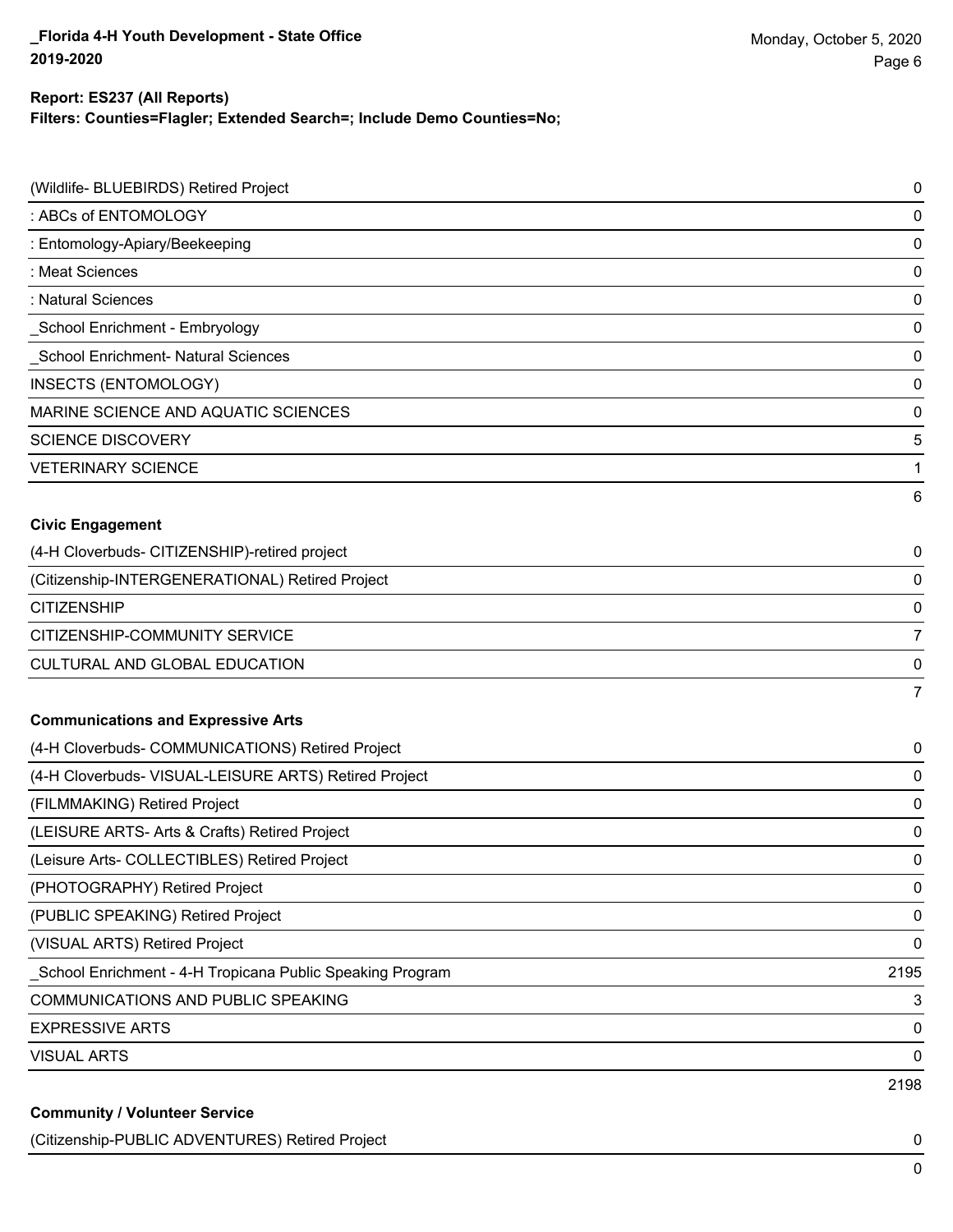**Report: ES237 (All Reports)**
**Filters: Counties=Flagler; Extended Search=; Include Demo Counties=No;**

| | |
|---|---|
| (Wildlife- BLUEBIRDS) Retired Project | 0 |
| : ABCs of ENTOMOLOGY | 0 |
| : Entomology-Apiary/Beekeeping | 0 |
| : Meat Sciences | 0 |
| : Natural Sciences | 0 |
| _School Enrichment - Embryology | 0 |
| _School Enrichment- Natural Sciences | 0 |
| INSECTS (ENTOMOLOGY) | 0 |
| MARINE SCIENCE AND AQUATIC SCIENCES | 0 |
| SCIENCE DISCOVERY | 5 |
| VETERINARY SCIENCE | 1 |
| | 6 |

**Civic Engagement**

| | |
|---|---|
| (4-H Cloverbuds- CITIZENSHIP)-retired project | 0 |
| (Citizenship-INTERGENERATIONAL) Retired Project | 0 |
| CITIZENSHIP | 0 |
| CITIZENSHIP-COMMUNITY SERVICE | 7 |
| CULTURAL AND GLOBAL EDUCATION | 0 |
| | 7 |

**Communications and Expressive Arts**

| | |
|---|---|
| (4-H Cloverbuds- COMMUNICATIONS) Retired Project | 0 |
| (4-H Cloverbuds- VISUAL-LEISURE ARTS) Retired Project | 0 |
| (FILMMAKING) Retired Project | 0 |
| (LEISURE ARTS- Arts & Crafts) Retired Project | 0 |
| (Leisure Arts- COLLECTIBLES) Retired Project | 0 |
| (PHOTOGRAPHY) Retired Project | 0 |
| (PUBLIC SPEAKING) Retired Project | 0 |
| (VISUAL ARTS) Retired Project | 0 |
| _School Enrichment - 4-H Tropicana Public Speaking Program | 2195 |
| COMMUNICATIONS AND PUBLIC SPEAKING | 3 |
| EXPRESSIVE ARTS | 0 |
| VISUAL ARTS | 0 |
| | 2198 |

**Community / Volunteer Service**

| | |
|---|---|
| (Citizenship-PUBLIC ADVENTURES) Retired Project | 0 |
| | 0 |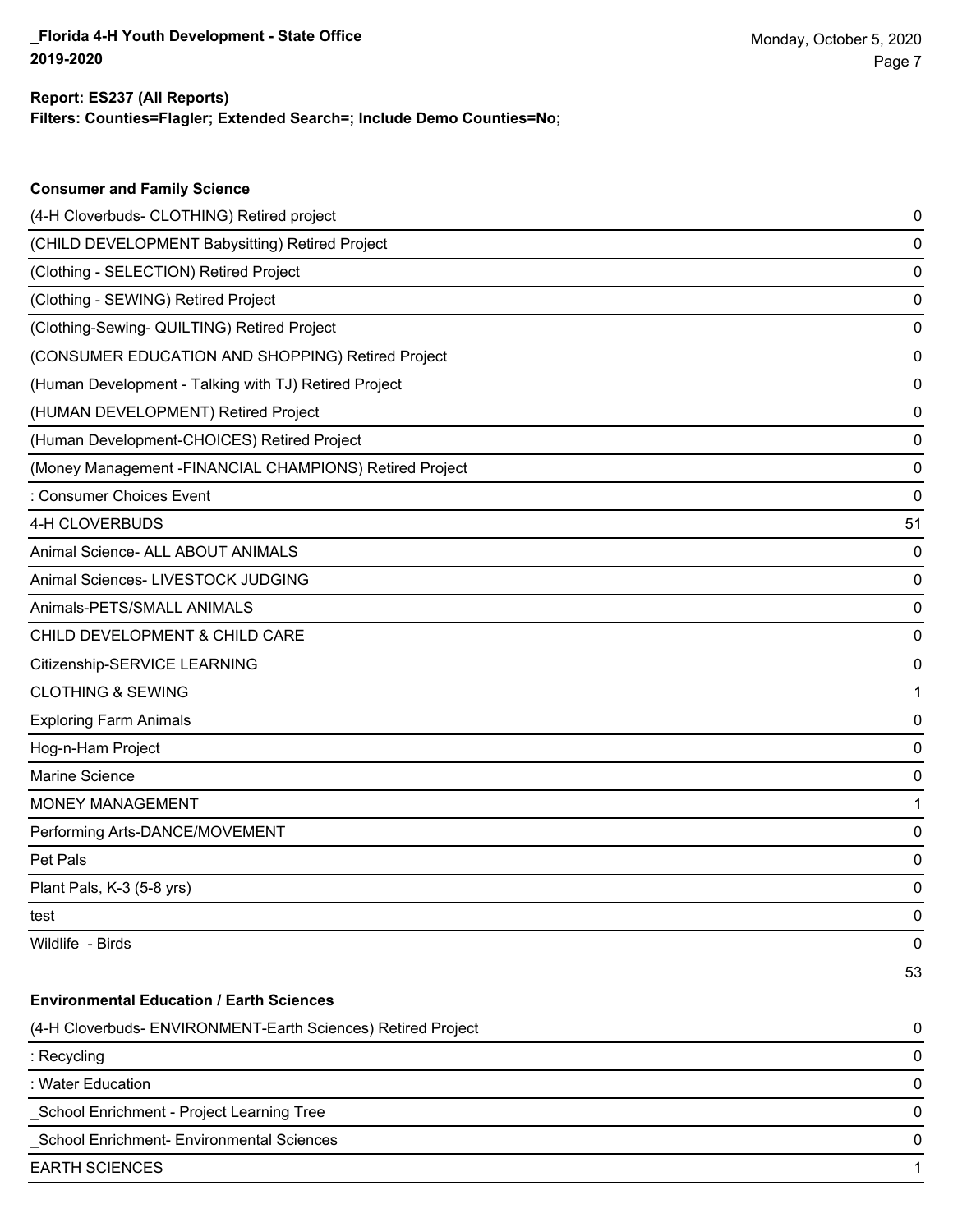**Report: ES237 (All Reports)**
**Filters: Counties=Flagler; Extended Search=; Include Demo Counties=No;**

### Consumer and Family Science

| | |
|---|---|
| (4-H Cloverbuds- CLOTHING) Retired project | 0 |
| (CHILD DEVELOPMENT Babysitting) Retired Project | 0 |
| (Clothing - SELECTION) Retired Project | 0 |
| (Clothing - SEWING) Retired Project | 0 |
| (Clothing-Sewing- QUILTING) Retired Project | 0 |
| (CONSUMER EDUCATION AND SHOPPING) Retired Project | 0 |
| (Human Development - Talking with TJ) Retired Project | 0 |
| (HUMAN DEVELOPMENT) Retired Project | 0 |
| (Human Development-CHOICES) Retired Project | 0 |
| (Money Management -FINANCIAL CHAMPIONS) Retired Project | 0 |
| : Consumer Choices Event | 0 |
| 4-H CLOVERBUDS | 51 |
| Animal Science- ALL ABOUT ANIMALS | 0 |
| Animal Sciences- LIVESTOCK JUDGING | 0 |
| Animals-PETS/SMALL ANIMALS | 0 |
| CHILD DEVELOPMENT & CHILD CARE | 0 |
| Citizenship-SERVICE LEARNING | 0 |
| CLOTHING & SEWING | 1 |
| Exploring Farm Animals | 0 |
| Hog-n-Ham Project | 0 |
| Marine Science | 0 |
| MONEY MANAGEMENT | 1 |
| Performing Arts-DANCE/MOVEMENT | 0 |
| Pet Pals | 0 |
| Plant Pals, K-3 (5-8 yrs) | 0 |
| test | 0 |
| Wildlife - Birds | 0 |
| | 53 |

### Environmental Education / Earth Sciences

| | |
|---|---|
| (4-H Cloverbuds- ENVIRONMENT-Earth Sciences) Retired Project | 0 |
| : Recycling | 0 |
| : Water Education | 0 |
| _School Enrichment - Project Learning Tree | 0 |
| _School Enrichment- Environmental Sciences | 0 |
| EARTH SCIENCES | 1 |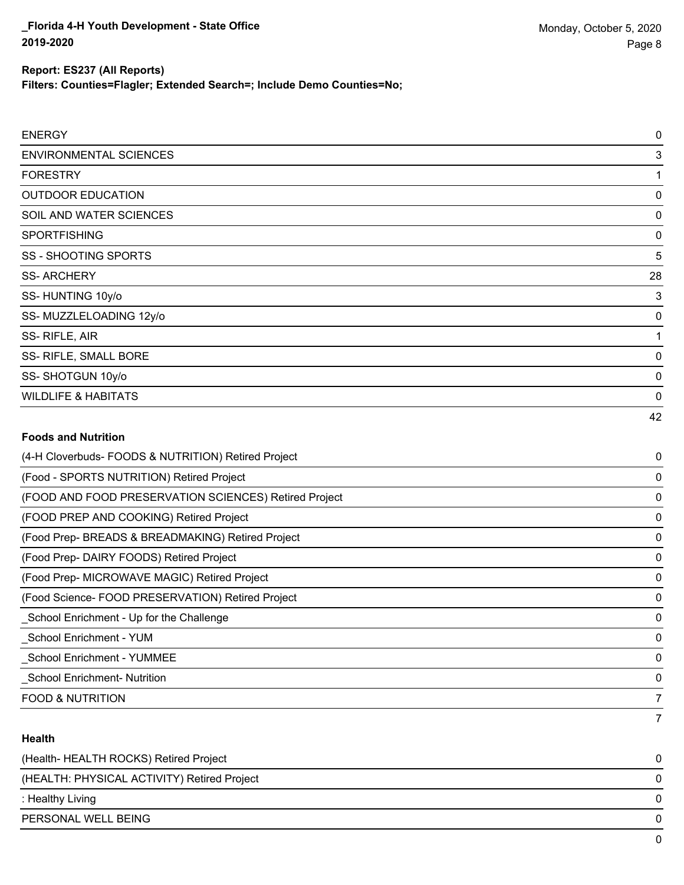**Report: ES237 (All Reports)**
**Filters: Counties=Flagler; Extended Search=; Include Demo Counties=No;**

| | |
|---|---|
| ENERGY | 0 |
| ENVIRONMENTAL SCIENCES | 3 |
| FORESTRY | 1 |
| OUTDOOR EDUCATION | 0 |
| SOIL AND WATER SCIENCES | 0 |
| SPORTFISHING | 0 |
| SS - SHOOTING SPORTS | 5 |
| SS- ARCHERY | 28 |
| SS- HUNTING 10y/o | 3 |
| SS- MUZZLELOADING 12y/o | 0 |
| SS- RIFLE, AIR | 1 |
| SS- RIFLE, SMALL BORE | 0 |
| SS- SHOTGUN 10y/o | 0 |
| WILDLIFE & HABITATS | 0 |
| | 42 |

### Foods and Nutrition

| | |
|---|---|
| (4-H Cloverbuds- FOODS & NUTRITION) Retired Project | 0 |
| (Food - SPORTS NUTRITION) Retired Project | 0 |
| (FOOD AND FOOD PRESERVATION SCIENCES) Retired Project | 0 |
| (FOOD PREP AND COOKING) Retired Project | 0 |
| (Food Prep- BREADS & BREADMAKING) Retired Project | 0 |
| (Food Prep- DAIRY FOODS) Retired Project | 0 |
| (Food Prep- MICROWAVE MAGIC) Retired Project | 0 |
| (Food Science- FOOD PRESERVATION) Retired Project | 0 |
| _School Enrichment - Up for the Challenge | 0 |
| _School Enrichment - YUM | 0 |
| _School Enrichment - YUMMEE | 0 |
| _School Enrichment- Nutrition | 0 |
| FOOD & NUTRITION | 7 |
| | 7 |

### Health

| | |
|---|---|
| (Health- HEALTH ROCKS) Retired Project | 0 |
| (HEALTH: PHYSICAL ACTIVITY) Retired Project | 0 |
| : Healthy Living | 0 |
| PERSONAL WELL BEING | 0 |
| | 0 |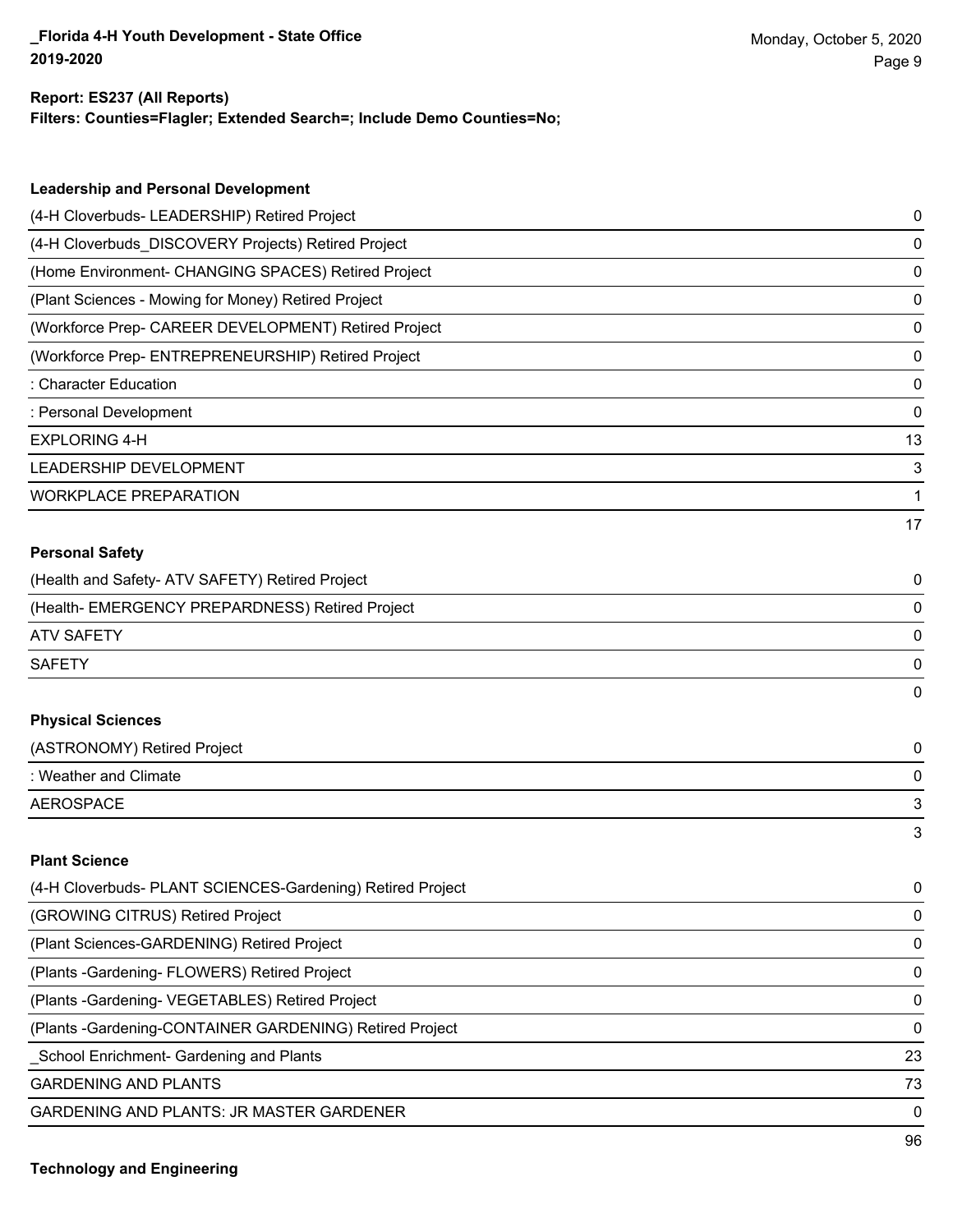**Report: ES237 (All Reports)**
**Filters: Counties=Flagler; Extended Search=; Include Demo Counties=No;**

### Leadership and Personal Development

| | |
|---|---|
| (4-H Cloverbuds- LEADERSHIP) Retired Project | 0 |
| (4-H Cloverbuds_DISCOVERY Projects) Retired Project | 0 |
| (Home Environment- CHANGING SPACES) Retired Project | 0 |
| (Plant Sciences - Mowing for Money) Retired Project | 0 |
| (Workforce Prep- CAREER DEVELOPMENT) Retired Project | 0 |
| (Workforce Prep- ENTREPRENEURSHIP) Retired Project | 0 |
| : Character Education | 0 |
| : Personal Development | 0 |
| EXPLORING 4-H | 13 |
| LEADERSHIP DEVELOPMENT | 3 |
| WORKPLACE PREPARATION | 1 |
| | 17 |

### Personal Safety

| | |
|---|---|
| (Health and Safety- ATV SAFETY) Retired Project | 0 |
| (Health- EMERGENCY PREPARDNESS) Retired Project | 0 |
| ATV SAFETY | 0 |
| SAFETY | 0 |
| | 0 |

### Physical Sciences

| | |
|---|---|
| (ASTRONOMY) Retired Project | 0 |
| : Weather and Climate | 0 |
| AEROSPACE | 3 |
| | 3 |

### Plant Science

| | |
|---|---|
| (4-H Cloverbuds- PLANT SCIENCES-Gardening) Retired Project | 0 |
| (GROWING CITRUS) Retired Project | 0 |
| (Plant Sciences-GARDENING) Retired Project | 0 |
| (Plants -Gardening- FLOWERS) Retired Project | 0 |
| (Plants -Gardening- VEGETABLES) Retired Project | 0 |
| (Plants -Gardening-CONTAINER GARDENING) Retired Project | 0 |
| _School Enrichment- Gardening and Plants | 23 |
| GARDENING AND PLANTS | 73 |
| GARDENING AND PLANTS: JR MASTER GARDENER | 0 |
| | 96 |

### Technology and Engineering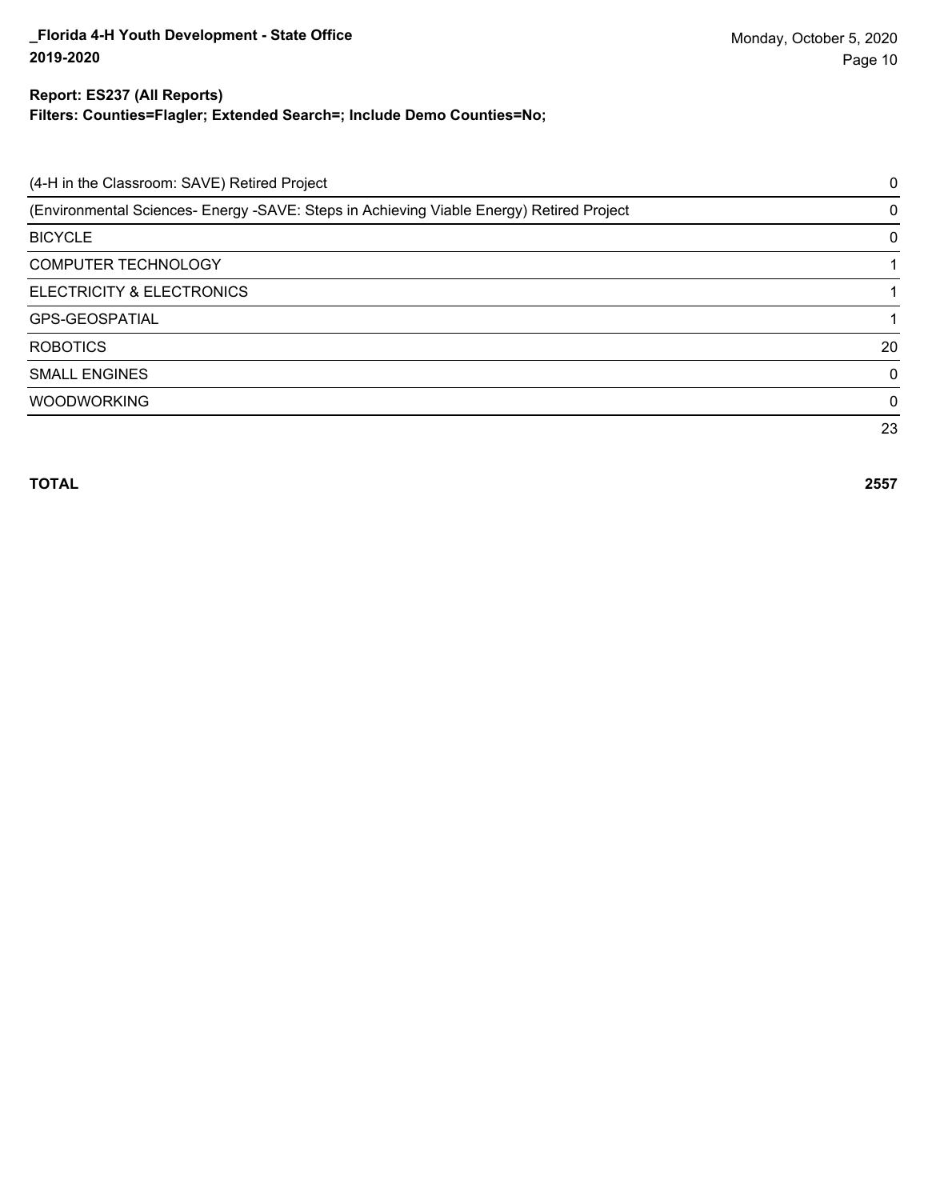**Report: ES237 (All Reports)**
**Filters: Counties=Flagler; Extended Search=; Include Demo Counties=No;**

| | |
|---|---|
| (4-H in the Classroom: SAVE) Retired Project | 0 |
| (Environmental Sciences- Energy -SAVE: Steps in Achieving Viable Energy) Retired Project | 0 |
| BICYCLE | 0 |
| COMPUTER TECHNOLOGY | 1 |
| ELECTRICITY & ELECTRONICS | 1 |
| GPS-GEOSPATIAL | 1 |
| ROBOTICS | 20 |
| SMALL ENGINES | 0 |
| WOODWORKING | 0 |
| | 23 |

**TOTAL** **2557**